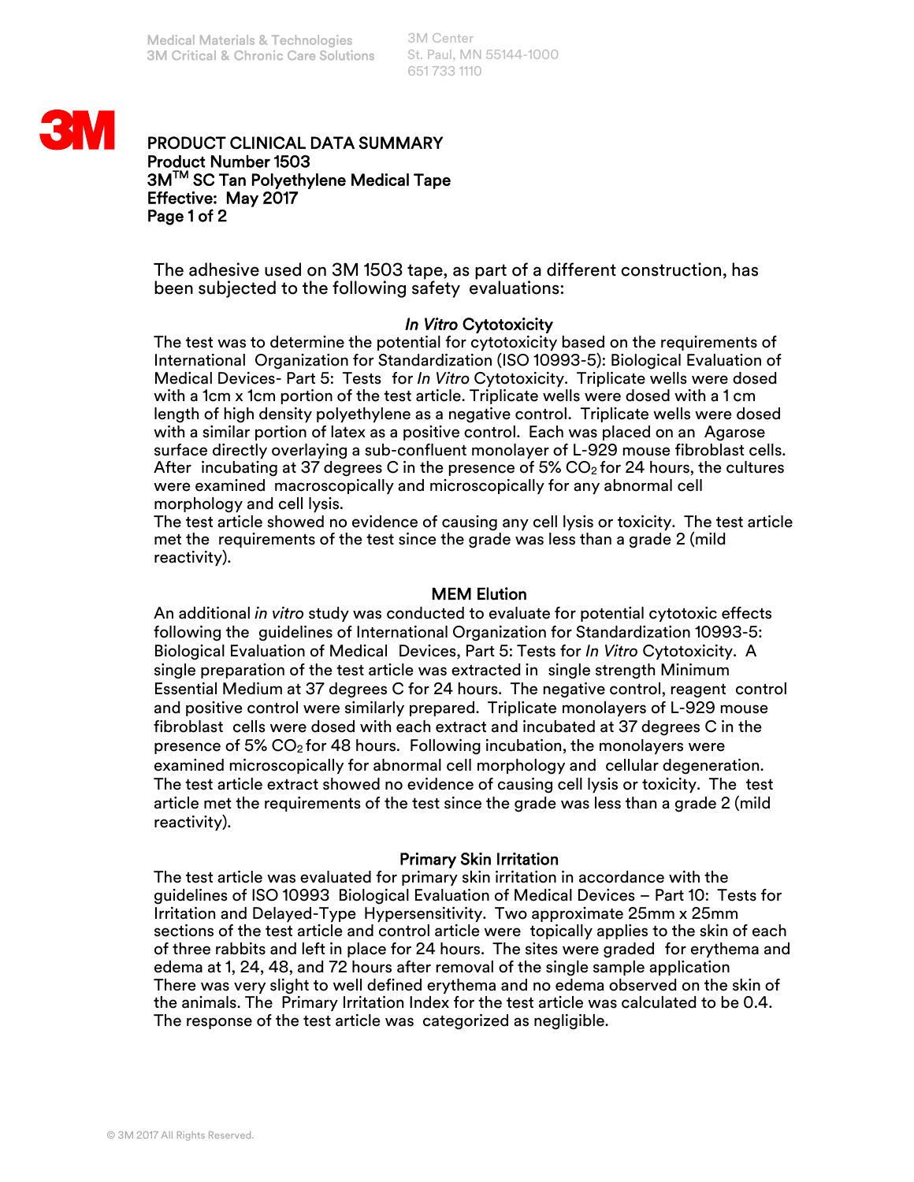Medical Materials & Technologies
3M Critical & Chronic Care Solutions

3M Center
St. Paul, MN 55144-1000
651 733 1110

# PRODUCT CLINICAL DATA SUMMARY

**Product Number 1503**
**3M[TM] SC Tan Polyethylene Medical Tape**
**Effective: May 2017**

The adhesive used on 3M 1503 tape, as part of a different construction, has been subjected to the following safety evaluations:

## *In Vitro* Cytotoxicity

The test was to determine the potential for cytotoxicity based on the requirements of International Organization for Standardization (ISO 10993-5): Biological Evaluation of Medical Devices- Part 5: Tests for *In Vitro* Cytotoxicity. Triplicate wells were dosed with a 1cm x 1cm portion of the test article. Triplicate wells were dosed with a 1 cm length of high density polyethylene as a negative control. Triplicate wells were dosed with a similar portion of latex as a positive control. Each was placed on an Agarose surface directly overlaying a sub-confluent monolayer of L-929 mouse fibroblast cells. After incubating at 37 degrees C in the presence of 5% $CO_2$ for 24 hours, the cultures were examined macroscopically and microscopically for any abnormal cell morphology and cell lysis.
The test article showed no evidence of causing any cell lysis or toxicity. The test article met the requirements of the test since the grade was less than a grade 2 (mild reactivity).

## MEM Elution

An additional *in vitro* study was conducted to evaluate for potential cytotoxic effects following the guidelines of International Organization for Standardization 10993-5: Biological Evaluation of Medical Devices, Part 5: Tests for *In Vitro* Cytotoxicity. A single preparation of the test article was extracted in single strength Minimum Essential Medium at 37 degrees C for 24 hours. The negative control, reagent control and positive control were similarly prepared. Triplicate monolayers of L-929 mouse fibroblast cells were dosed with each extract and incubated at 37 degrees C in the presence of 5% $CO_2$ for 48 hours. Following incubation, the monolayers were examined microscopically for abnormal cell morphology and cellular degeneration. The test article extract showed no evidence of causing cell lysis or toxicity. The test article met the requirements of the test since the grade was less than a grade 2 (mild reactivity).

## Primary Skin Irritation

The test article was evaluated for primary skin irritation in accordance with the guidelines of ISO 10993 Biological Evaluation of Medical Devices – Part 10: Tests for Irritation and Delayed-Type Hypersensitivity. Two approximate 25mm x 25mm sections of the test article and control article were topically applies to the skin of each of three rabbits and left in place for 24 hours. The sites were graded for erythema and edema at 1, 24, 48, and 72 hours after removal of the single sample application There was very slight to well defined erythema and no edema observed on the skin of the animals. The Primary Irritation Index for the test article was calculated to be 0.4. The response of the test article was categorized as negligible.

© 3M 2017 All Rights Reserved.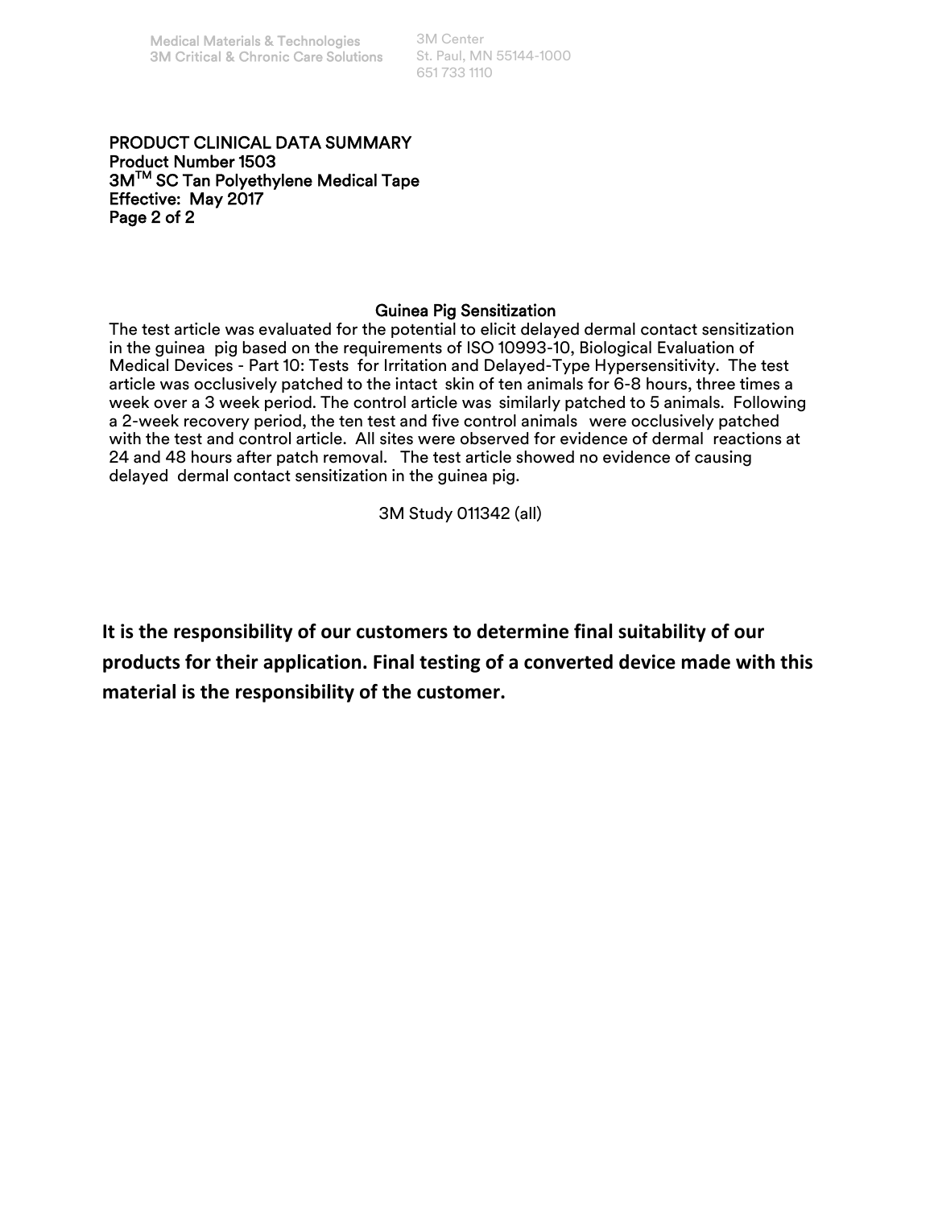**PRODUCT CLINICAL DATA SUMMARY**
**Product Number 1503**
**3M™ SC Tan Polyethylene Medical Tape**
**Effective: May 2017**

## Guinea Pig Sensitization

The test article was evaluated for the potential to elicit delayed dermal contact sensitization in the guinea pig based on the requirements of ISO 10993-10, Biological Evaluation of Medical Devices - Part 10: Tests for Irritation and Delayed-Type Hypersensitivity. The test article was occlusively patched to the intact skin of ten animals for 6-8 hours, three times a week over a 3 week period. The control article was similarly patched to 5 animals. Following a 2-week recovery period, the ten test and five control animals were occlusively patched with the test and control article. All sites were observed for evidence of dermal reactions at 24 and 48 hours after patch removal. The test article showed no evidence of causing delayed dermal contact sensitization in the guinea pig.

3M Study 011342 (all)

**It is the responsibility of our customers to determine final suitability of our products for their application. Final testing of a converted device made with this material is the responsibility of the customer.**